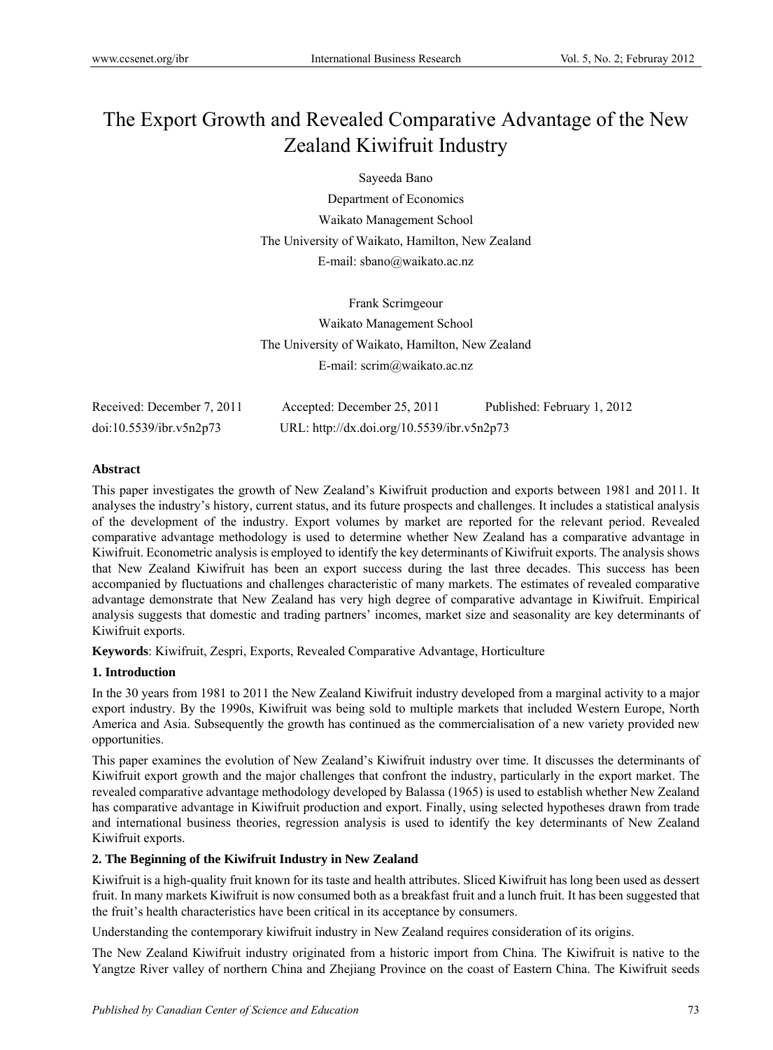# The Export Growth and Revealed Comparative Advantage of the New Zealand Kiwifruit Industry

Sayeeda Bano

Department of Economics

Waikato Management School

The University of Waikato, Hamilton, New Zealand

E-mail: sbano@waikato.ac.nz

Frank Scrimgeour

Waikato Management School

The University of Waikato, Hamilton, New Zealand

E-mail: scrim@waikato.ac.nz

Received: December 7, 2011 Accepted: December 25, 2011 Published: February 1, 2012

doi:10.5539/ibr.v5n2p73 URL: http://dx.doi.org/10.5539/ibr.v5n2p73

## Abstract

This paper investigates the growth of New Zealand's Kiwifruit production and exports between 1981 and 2011. It analyses the industry's history, current status, and its future prospects and challenges. It includes a statistical analysis of the development of the industry. Export volumes by market are reported for the relevant period. Revealed comparative advantage methodology is used to determine whether New Zealand has a comparative advantage in Kiwifruit. Econometric analysis is employed to identify the key determinants of Kiwifruit exports. The analysis shows that New Zealand Kiwifruit has been an export success during the last three decades. This success has been accompanied by fluctuations and challenges characteristic of many markets. The estimates of revealed comparative advantage demonstrate that New Zealand has very high degree of comparative advantage in Kiwifruit. Empirical analysis suggests that domestic and trading partners' incomes, market size and seasonality are key determinants of Kiwifruit exports.

**Keywords**: Kiwifruit, Zespri, Exports, Revealed Comparative Advantage, Horticulture

## 1. Introduction

In the 30 years from 1981 to 2011 the New Zealand Kiwifruit industry developed from a marginal activity to a major export industry. By the 1990s, Kiwifruit was being sold to multiple markets that included Western Europe, North America and Asia. Subsequently the growth has continued as the commercialisation of a new variety provided new opportunities.

This paper examines the evolution of New Zealand's Kiwifruit industry over time. It discusses the determinants of Kiwifruit export growth and the major challenges that confront the industry, particularly in the export market. The revealed comparative advantage methodology developed by Balassa (1965) is used to establish whether New Zealand has comparative advantage in Kiwifruit production and export. Finally, using selected hypotheses drawn from trade and international business theories, regression analysis is used to identify the key determinants of New Zealand Kiwifruit exports.

## 2. The Beginning of the Kiwifruit Industry in New Zealand

Kiwifruit is a high-quality fruit known for its taste and health attributes. Sliced Kiwifruit has long been used as dessert fruit. In many markets Kiwifruit is now consumed both as a breakfast fruit and a lunch fruit. It has been suggested that the fruit's health characteristics have been critical in its acceptance by consumers.

Understanding the contemporary kiwifruit industry in New Zealand requires consideration of its origins.

The New Zealand Kiwifruit industry originated from a historic import from China. The Kiwifruit is native to the Yangtze River valley of northern China and Zhejiang Province on the coast of Eastern China. The Kiwifruit seeds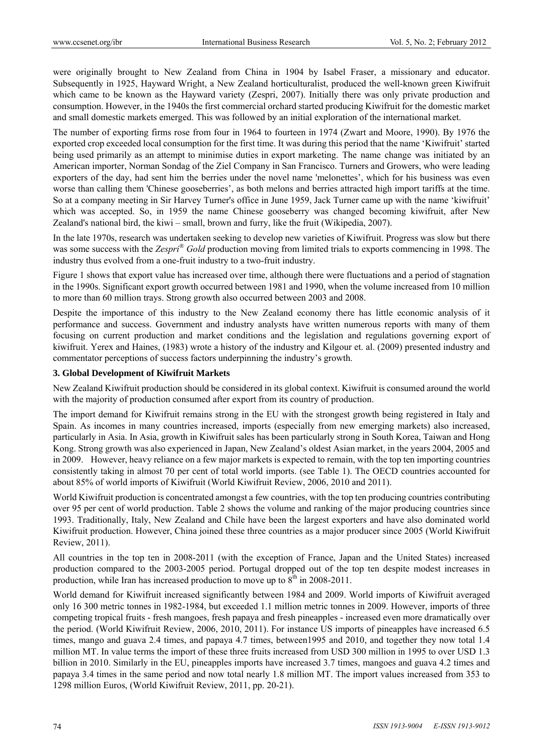were originally brought to New Zealand from China in 1904 by Isabel Fraser, a missionary and educator. Subsequently in 1925, Hayward Wright, a New Zealand horticulturalist, produced the well-known green Kiwifruit which came to be known as the Hayward variety (Zespri, 2007). Initially there was only private production and consumption. However, in the 1940s the first commercial orchard started producing Kiwifruit for the domestic market and small domestic markets emerged. This was followed by an initial exploration of the international market.

The number of exporting firms rose from four in 1964 to fourteen in 1974 (Zwart and Moore, 1990). By 1976 the exported crop exceeded local consumption for the first time. It was during this period that the name 'Kiwifruit' started being used primarily as an attempt to minimise duties in export marketing. The name change was initiated by an American importer, Norman Sondag of the Ziel Company in San Francisco. Turners and Growers, who were leading exporters of the day, had sent him the berries under the novel name 'melonettes', which for his business was even worse than calling them 'Chinese gooseberries', as both melons and berries attracted high import tariffs at the time. So at a company meeting in Sir Harvey Turner's office in June 1959, Jack Turner came up with the name 'kiwifruit' which was accepted. So, in 1959 the name Chinese gooseberry was changed becoming kiwifruit, after New Zealand's national bird, the kiwi – small, brown and furry, like the fruit (Wikipedia, 2007).

In the late 1970s, research was undertaken seeking to develop new varieties of Kiwifruit. Progress was slow but there was some success with the *Zespri® Gold* production moving from limited trials to exports commencing in 1998. The industry thus evolved from a one-fruit industry to a two-fruit industry.

Figure 1 shows that export value has increased over time, although there were fluctuations and a period of stagnation in the 1990s. Significant export growth occurred between 1981 and 1990, when the volume increased from 10 million to more than 60 million trays. Strong growth also occurred between 2003 and 2008.

Despite the importance of this industry to the New Zealand economy there has little economic analysis of it performance and success. Government and industry analysts have written numerous reports with many of them focusing on current production and market conditions and the legislation and regulations governing export of kiwifruit. Yerex and Haines, (1983) wrote a history of the industry and Kilgour et. al. (2009) presented industry and commentator perceptions of success factors underpinning the industry's growth.

### 3. Global Development of Kiwifruit Markets

New Zealand Kiwifruit production should be considered in its global context. Kiwifruit is consumed around the world with the majority of production consumed after export from its country of production.

The import demand for Kiwifruit remains strong in the EU with the strongest growth being registered in Italy and Spain. As incomes in many countries increased, imports (especially from new emerging markets) also increased, particularly in Asia. In Asia, growth in Kiwifruit sales has been particularly strong in South Korea, Taiwan and Hong Kong. Strong growth was also experienced in Japan, New Zealand's oldest Asian market, in the years 2004, 2005 and in 2009. However, heavy reliance on a few major markets is expected to remain, with the top ten importing countries consistently taking in almost 70 per cent of total world imports. (see Table 1). The OECD countries accounted for about 85% of world imports of Kiwifruit (World Kiwifruit Review, 2006, 2010 and 2011).

World Kiwifruit production is concentrated amongst a few countries, with the top ten producing countries contributing over 95 per cent of world production. Table 2 shows the volume and ranking of the major producing countries since 1993. Traditionally, Italy, New Zealand and Chile have been the largest exporters and have also dominated world Kiwifruit production. However, China joined these three countries as a major producer since 2005 (World Kiwifruit Review, 2011).

All countries in the top ten in 2008-2011 (with the exception of France, Japan and the United States) increased production compared to the 2003-2005 period. Portugal dropped out of the top ten despite modest increases in production, while Iran has increased production to move up to 8th in 2008-2011.

World demand for Kiwifruit increased significantly between 1984 and 2009. World imports of Kiwifruit averaged only 16 300 metric tonnes in 1982-1984, but exceeded 1.1 million metric tonnes in 2009. However, imports of three competing tropical fruits - fresh mangoes, fresh papaya and fresh pineapples - increased even more dramatically over the period. (World Kiwifruit Review, 2006, 2010, 2011). For instance US imports of pineapples have increased 6.5 times, mango and guava 2.4 times, and papaya 4.7 times, between1995 and 2010, and together they now total 1.4 million MT. In value terms the import of these three fruits increased from USD 300 million in 1995 to over USD 1.3 billion in 2010. Similarly in the EU, pineapples imports have increased 3.7 times, mangoes and guava 4.2 times and papaya 3.4 times in the same period and now total nearly 1.8 million MT. The import values increased from 353 to 1298 million Euros, (World Kiwifruit Review, 2011, pp. 20-21).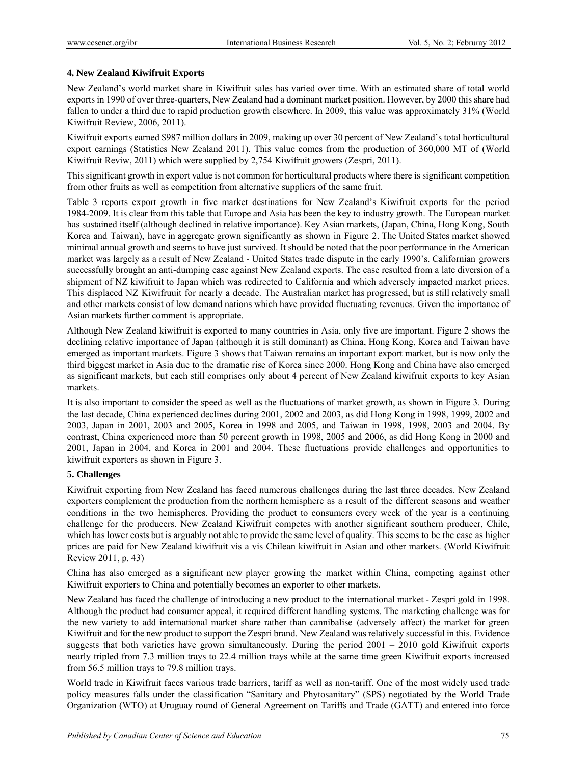### 4. New Zealand Kiwifruit Exports

New Zealand's world market share in Kiwifruit sales has varied over time. With an estimated share of total world exports in 1990 of over three-quarters, New Zealand had a dominant market position. However, by 2000 this share had fallen to under a third due to rapid production growth elsewhere. In 2009, this value was approximately 31% (World Kiwifruit Review, 2006, 2011).

Kiwifruit exports earned $987 million dollars in 2009, making up over 30 percent of New Zealand's total horticultural export earnings (Statistics New Zealand 2011). This value comes from the production of 360,000 MT of (World Kiwifruit Reviw, 2011) which were supplied by 2,754 Kiwifruit growers (Zespri, 2011).

This significant growth in export value is not common for horticultural products where there is significant competition from other fruits as well as competition from alternative suppliers of the same fruit.

Table 3 reports export growth in five market destinations for New Zealand's Kiwifruit exports for the period 1984-2009. It is clear from this table that Europe and Asia has been the key to industry growth. The European market has sustained itself (although declined in relative importance). Key Asian markets, (Japan, China, Hong Kong, South Korea and Taiwan), have in aggregate grown significantly as shown in Figure 2. The United States market showed minimal annual growth and seems to have just survived. It should be noted that the poor performance in the American market was largely as a result of New Zealand - United States trade dispute in the early 1990's. Californian growers successfully brought an anti-dumping case against New Zealand exports. The case resulted from a late diversion of a shipment of NZ kiwifruit to Japan which was redirected to California and which adversely impacted market prices. This displaced NZ Kiwifruuit for nearly a decade. The Australian market has progressed, but is still relatively small and other markets consist of low demand nations which have provided fluctuating revenues. Given the importance of Asian markets further comment is appropriate.

Although New Zealand kiwifruit is exported to many countries in Asia, only five are important. Figure 2 shows the declining relative importance of Japan (although it is still dominant) as China, Hong Kong, Korea and Taiwan have emerged as important markets. Figure 3 shows that Taiwan remains an important export market, but is now only the third biggest market in Asia due to the dramatic rise of Korea since 2000. Hong Kong and China have also emerged as significant markets, but each still comprises only about 4 percent of New Zealand kiwifruit exports to key Asian markets.

It is also important to consider the speed as well as the fluctuations of market growth, as shown in Figure 3. During the last decade, China experienced declines during 2001, 2002 and 2003, as did Hong Kong in 1998, 1999, 2002 and 2003, Japan in 2001, 2003 and 2005, Korea in 1998 and 2005, and Taiwan in 1998, 1998, 2003 and 2004. By contrast, China experienced more than 50 percent growth in 1998, 2005 and 2006, as did Hong Kong in 2000 and 2001, Japan in 2004, and Korea in 2001 and 2004. These fluctuations provide challenges and opportunities to kiwifruit exporters as shown in Figure 3.

### 5. Challenges

Kiwifruit exporting from New Zealand has faced numerous challenges during the last three decades. New Zealand exporters complement the production from the northern hemisphere as a result of the different seasons and weather conditions in the two hemispheres. Providing the product to consumers every week of the year is a continuing challenge for the producers. New Zealand Kiwifruit competes with another significant southern producer, Chile, which has lower costs but is arguably not able to provide the same level of quality. This seems to be the case as higher prices are paid for New Zealand kiwifruit vis a vis Chilean kiwifruit in Asian and other markets. (World Kiwifruit Review 2011, p. 43)

China has also emerged as a significant new player growing the market within China, competing against other Kiwifruit exporters to China and potentially becomes an exporter to other markets.

New Zealand has faced the challenge of introducing a new product to the international market - Zespri gold in 1998. Although the product had consumer appeal, it required different handling systems. The marketing challenge was for the new variety to add international market share rather than cannibalise (adversely affect) the market for green Kiwifruit and for the new product to support the Zespri brand. New Zealand was relatively successful in this. Evidence suggests that both varieties have grown simultaneously. During the period 2001 – 2010 gold Kiwifruit exports nearly tripled from 7.3 million trays to 22.4 million trays while at the same time green Kiwifruit exports increased from 56.5 million trays to 79.8 million trays.

World trade in Kiwifruit faces various trade barriers, tariff as well as non-tariff. One of the most widely used trade policy measures falls under the classification "Sanitary and Phytosanitary" (SPS) negotiated by the World Trade Organization (WTO) at Uruguay round of General Agreement on Tariffs and Trade (GATT) and entered into force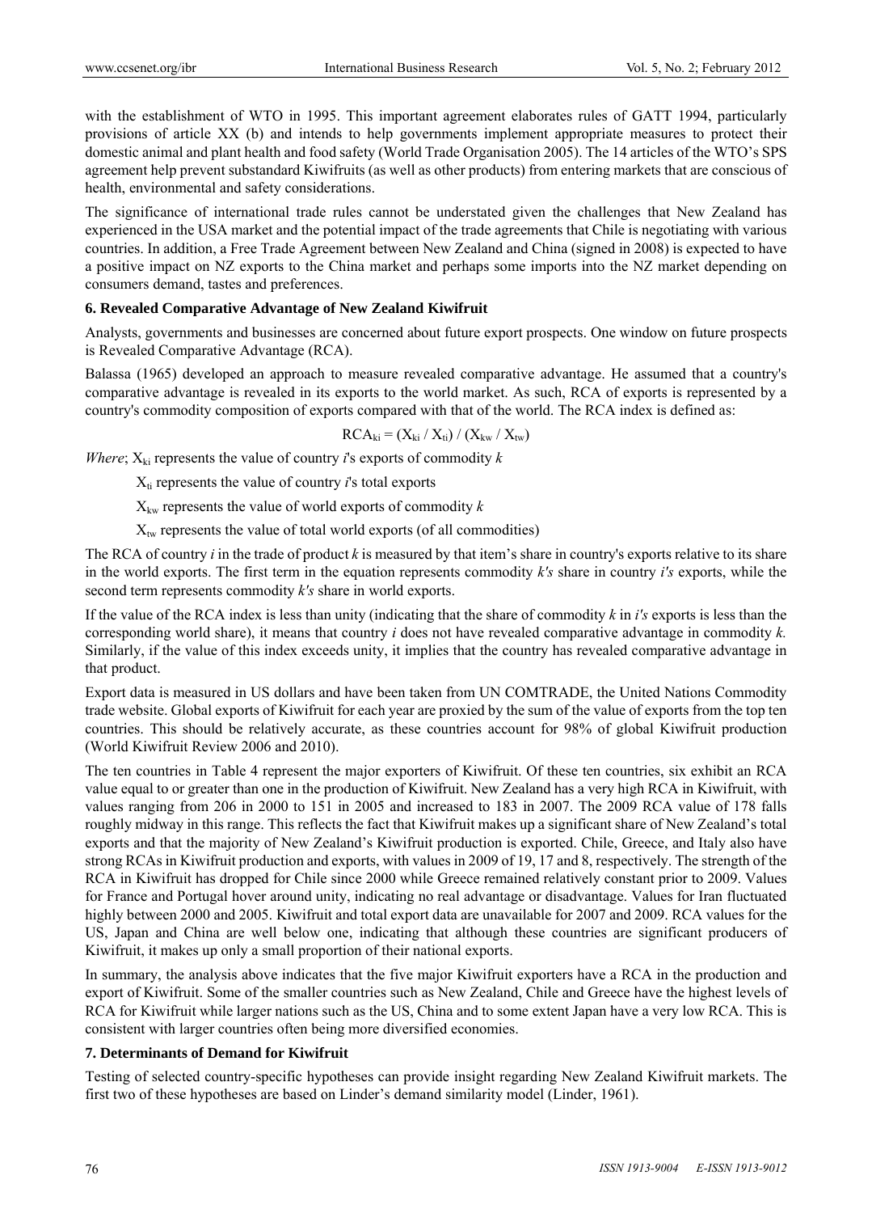with the establishment of WTO in 1995. This important agreement elaborates rules of GATT 1994, particularly provisions of article XX (b) and intends to help governments implement appropriate measures to protect their domestic animal and plant health and food safety (World Trade Organisation 2005). The 14 articles of the WTO's SPS agreement help prevent substandard Kiwifruits (as well as other products) from entering markets that are conscious of health, environmental and safety considerations.

The significance of international trade rules cannot be understated given the challenges that New Zealand has experienced in the USA market and the potential impact of the trade agreements that Chile is negotiating with various countries. In addition, a Free Trade Agreement between New Zealand and China (signed in 2008) is expected to have a positive impact on NZ exports to the China market and perhaps some imports into the NZ market depending on consumers demand, tastes and preferences.

### 6. Revealed Comparative Advantage of New Zealand Kiwifruit

Analysts, governments and businesses are concerned about future export prospects. One window on future prospects is Revealed Comparative Advantage (RCA).

Balassa (1965) developed an approach to measure revealed comparative advantage. He assumed that a country's comparative advantage is revealed in its exports to the world market. As such, RCA of exports is represented by a country's commodity composition of exports compared with that of the world. The RCA index is defined as:

$$RCA_{ki} = (X_{ki} / X_{ti}) / (X_{kw} / X_{tw})$$

*Where*; $X_{ki}$ represents the value of country *i*'s exports of commodity *k*

$X_{ti}$ represents the value of country *i*'s total exports

$X_{kw}$ represents the value of world exports of commodity *k*

$X_{tw}$ represents the value of total world exports (of all commodities)

The RCA of country *i* in the trade of product *k* is measured by that item's share in country's exports relative to its share in the world exports. The first term in the equation represents commodity *k's* share in country *i's* exports, while the second term represents commodity *k's* share in world exports.

If the value of the RCA index is less than unity (indicating that the share of commodity *k* in *i's* exports is less than the corresponding world share), it means that country *i* does not have revealed comparative advantage in commodity *k.* Similarly, if the value of this index exceeds unity, it implies that the country has revealed comparative advantage in that product.

Export data is measured in US dollars and have been taken from UN COMTRADE, the United Nations Commodity trade website. Global exports of Kiwifruit for each year are proxied by the sum of the value of exports from the top ten countries. This should be relatively accurate, as these countries account for 98% of global Kiwifruit production (World Kiwifruit Review 2006 and 2010).

The ten countries in Table 4 represent the major exporters of Kiwifruit. Of these ten countries, six exhibit an RCA value equal to or greater than one in the production of Kiwifruit. New Zealand has a very high RCA in Kiwifruit, with values ranging from 206 in 2000 to 151 in 2005 and increased to 183 in 2007. The 2009 RCA value of 178 falls roughly midway in this range. This reflects the fact that Kiwifruit makes up a significant share of New Zealand's total exports and that the majority of New Zealand's Kiwifruit production is exported. Chile, Greece, and Italy also have strong RCAs in Kiwifruit production and exports, with values in 2009 of 19, 17 and 8, respectively. The strength of the RCA in Kiwifruit has dropped for Chile since 2000 while Greece remained relatively constant prior to 2009. Values for France and Portugal hover around unity, indicating no real advantage or disadvantage. Values for Iran fluctuated highly between 2000 and 2005. Kiwifruit and total export data are unavailable for 2007 and 2009. RCA values for the US, Japan and China are well below one, indicating that although these countries are significant producers of Kiwifruit, it makes up only a small proportion of their national exports.

In summary, the analysis above indicates that the five major Kiwifruit exporters have a RCA in the production and export of Kiwifruit. Some of the smaller countries such as New Zealand, Chile and Greece have the highest levels of RCA for Kiwifruit while larger nations such as the US, China and to some extent Japan have a very low RCA. This is consistent with larger countries often being more diversified economies.

### 7. Determinants of Demand for Kiwifruit

Testing of selected country-specific hypotheses can provide insight regarding New Zealand Kiwifruit markets. The first two of these hypotheses are based on Linder's demand similarity model (Linder, 1961).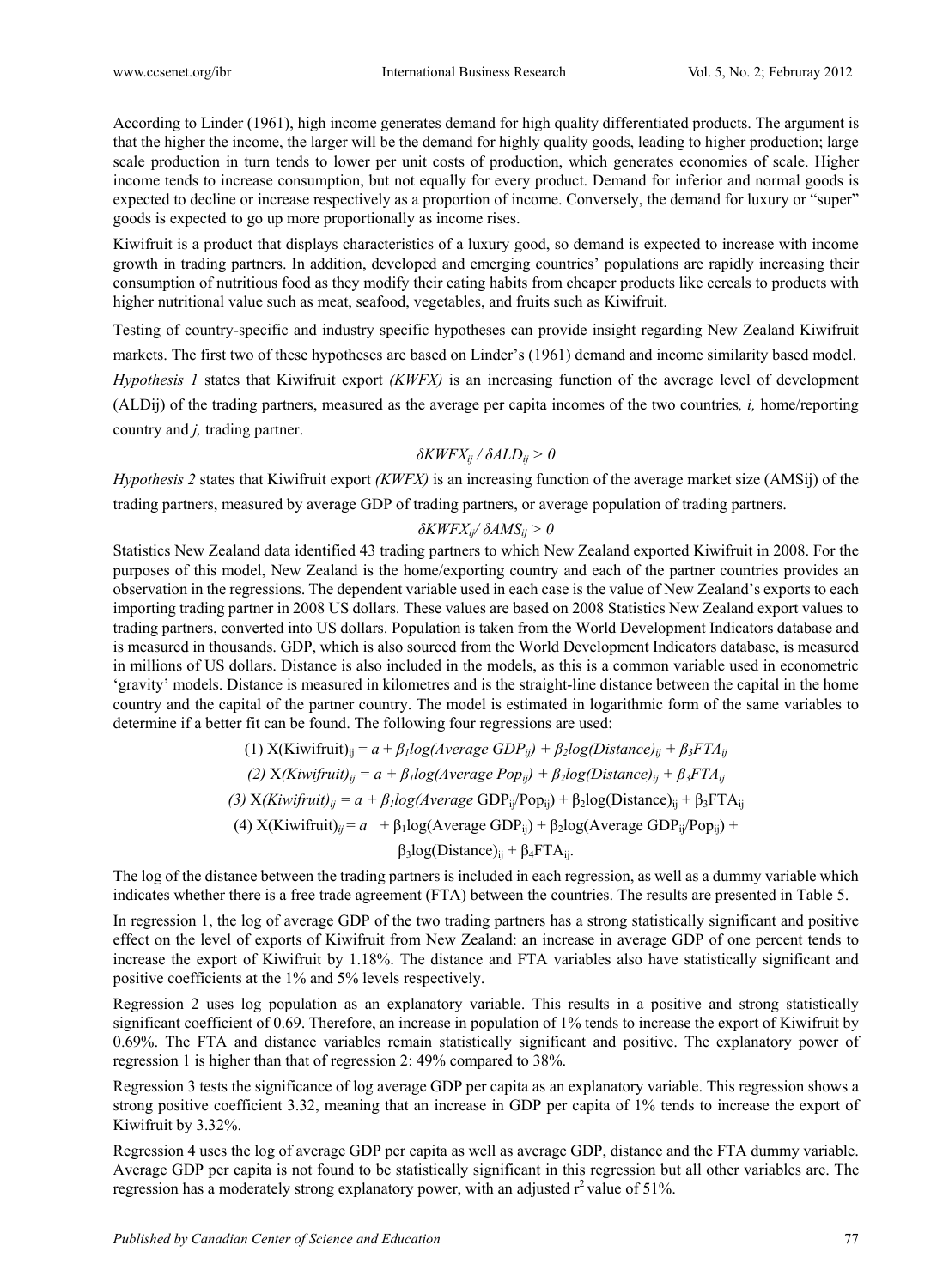According to Linder (1961), high income generates demand for high quality differentiated products. The argument is that the higher the income, the larger will be the demand for highly quality goods, leading to higher production; large scale production in turn tends to lower per unit costs of production, which generates economies of scale. Higher income tends to increase consumption, but not equally for every product. Demand for inferior and normal goods is expected to decline or increase respectively as a proportion of income. Conversely, the demand for luxury or "super" goods is expected to go up more proportionally as income rises.

Kiwifruit is a product that displays characteristics of a luxury good, so demand is expected to increase with income growth in trading partners. In addition, developed and emerging countries' populations are rapidly increasing their consumption of nutritious food as they modify their eating habits from cheaper products like cereals to products with higher nutritional value such as meat, seafood, vegetables, and fruits such as Kiwifruit.

Testing of country-specific and industry specific hypotheses can provide insight regarding New Zealand Kiwifruit markets. The first two of these hypotheses are based on Linder's (1961) demand and income similarity based model.

*Hypothesis 1* states that Kiwifruit export *(KWFX)* is an increasing function of the average level of development ($ALD_{ij}$) of the trading partners, measured as the average per capita incomes of the two countries*, i,* home/reporting country and *j,* trading partner.

$$\delta KWFX_{ij} / \delta ALD_{ij} > 0$$

*Hypothesis 2* states that Kiwifruit export *(KWFX)* is an increasing function of the average market size ($AMS_{ij}$) of the trading partners, measured by average GDP of trading partners, or average population of trading partners.

$$\delta KWFX_{ij} / \delta AMS_{ij} > 0$$

Statistics New Zealand data identified 43 trading partners to which New Zealand exported Kiwifruit in 2008. For the purposes of this model, New Zealand is the home/exporting country and each of the partner countries provides an observation in the regressions. The dependent variable used in each case is the value of New Zealand's exports to each importing trading partner in 2008 US dollars. These values are based on 2008 Statistics New Zealand export values to trading partners, converted into US dollars. Population is taken from the World Development Indicators database and is measured in thousands. GDP, which is also sourced from the World Development Indicators database, is measured in millions of US dollars. Distance is also included in the models, as this is a common variable used in econometric 'gravity' models. Distance is measured in kilometres and is the straight-line distance between the capital in the home country and the capital of the partner country. The model is estimated in logarithmic form of the same variables to determine if a better fit can be found. The following four regressions are used:

$$(1)\ X(\text{Kiwifruit})_{ij} = a + \beta_1 log(Average\ GDP_{ij}) + \beta_2 log(Distance)_{ij} + \beta_3 FTA_{ij}$$

$$(2)\ X(Kiwifruit)_{ij} = a + \beta_1 log(Average\ Pop_{ij}) + \beta_2 log(Distance)_{ij} + \beta_3 FTA_{ij}$$

$$(3)\ X(Kiwifruit)_{ij} = a + \beta_1 log(Average\ \text{GDP}_{ij}/\text{Pop}_{ij}) + \beta_2 \log(\text{Distance})_{ij} + \beta_3 \text{FTA}_{ij}$$

$$(4)\ X(\text{Kiwifruit})_{ij} = a + \beta_1 \log(\text{Average GDP}_{ij}) + \beta_2 \log(\text{Average GDP}_{ij}/\text{Pop}_{ij}) + \beta_3 \log(\text{Distance})_{ij} + \beta_4 \text{FTA}_{ij}.$$

The log of the distance between the trading partners is included in each regression, as well as a dummy variable which indicates whether there is a free trade agreement (FTA) between the countries. The results are presented in Table 5.

In regression 1, the log of average GDP of the two trading partners has a strong statistically significant and positive effect on the level of exports of Kiwifruit from New Zealand: an increase in average GDP of one percent tends to increase the export of Kiwifruit by 1.18%. The distance and FTA variables also have statistically significant and positive coefficients at the 1% and 5% levels respectively.

Regression 2 uses log population as an explanatory variable. This results in a positive and strong statistically significant coefficient of 0.69. Therefore, an increase in population of 1% tends to increase the export of Kiwifruit by 0.69%. The FTA and distance variables remain statistically significant and positive. The explanatory power of regression 1 is higher than that of regression 2: 49% compared to 38%.

Regression 3 tests the significance of log average GDP per capita as an explanatory variable. This regression shows a strong positive coefficient 3.32, meaning that an increase in GDP per capita of 1% tends to increase the export of Kiwifruit by 3.32%.

Regression 4 uses the log of average GDP per capita as well as average GDP, distance and the FTA dummy variable. Average GDP per capita is not found to be statistically significant in this regression but all other variables are. The regression has a moderately strong explanatory power, with an adjusted $r^2$ value of 51%.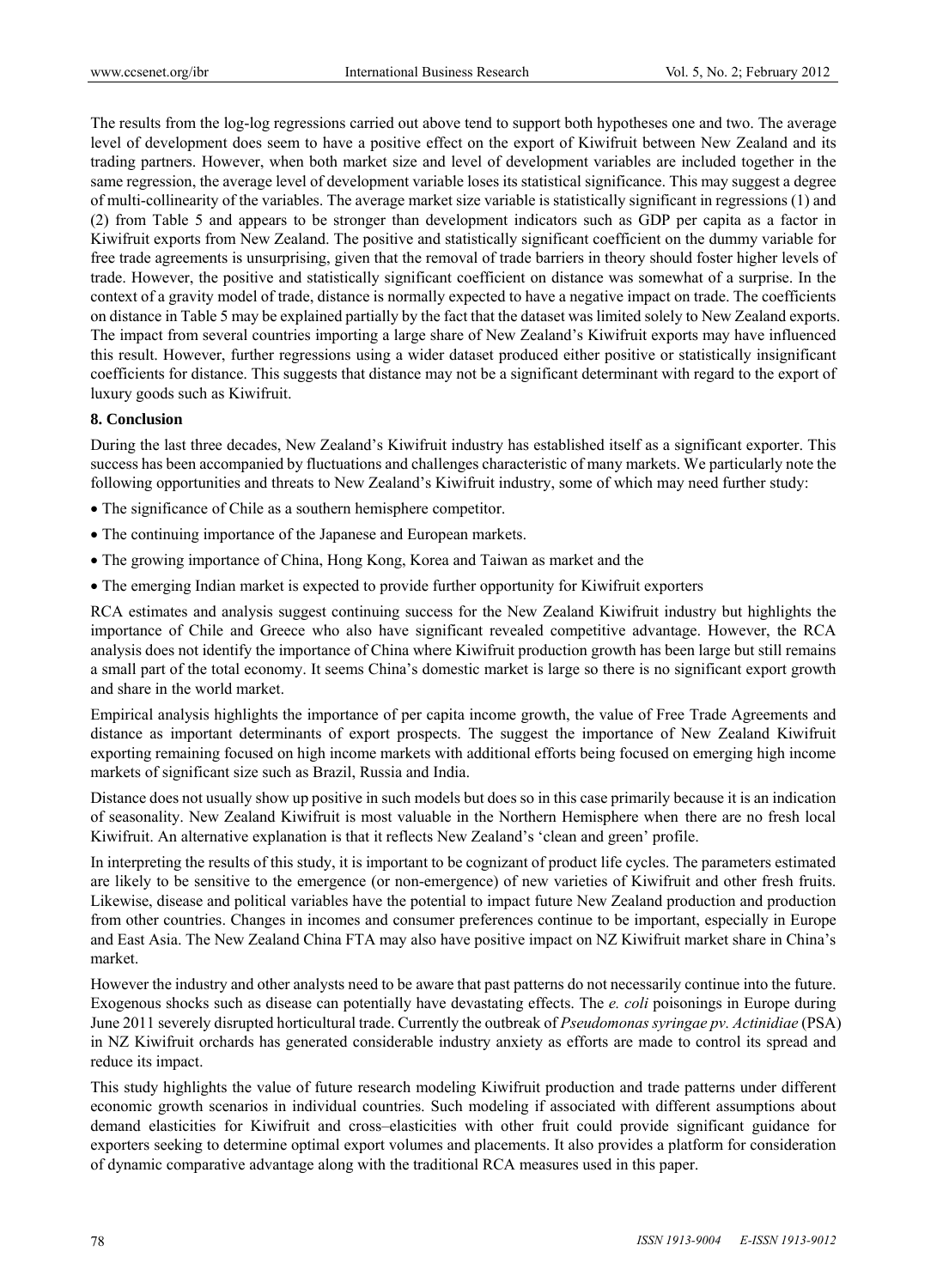The results from the log-log regressions carried out above tend to support both hypotheses one and two. The average level of development does seem to have a positive effect on the export of Kiwifruit between New Zealand and its trading partners. However, when both market size and level of development variables are included together in the same regression, the average level of development variable loses its statistical significance. This may suggest a degree of multi-collinearity of the variables. The average market size variable is statistically significant in regressions (1) and (2) from Table 5 and appears to be stronger than development indicators such as GDP per capita as a factor in Kiwifruit exports from New Zealand. The positive and statistically significant coefficient on the dummy variable for free trade agreements is unsurprising, given that the removal of trade barriers in theory should foster higher levels of trade. However, the positive and statistically significant coefficient on distance was somewhat of a surprise. In the context of a gravity model of trade, distance is normally expected to have a negative impact on trade. The coefficients on distance in Table 5 may be explained partially by the fact that the dataset was limited solely to New Zealand exports. The impact from several countries importing a large share of New Zealand's Kiwifruit exports may have influenced this result. However, further regressions using a wider dataset produced either positive or statistically insignificant coefficients for distance. This suggests that distance may not be a significant determinant with regard to the export of luxury goods such as Kiwifruit.

## 8. Conclusion

During the last three decades, New Zealand's Kiwifruit industry has established itself as a significant exporter. This success has been accompanied by fluctuations and challenges characteristic of many markets. We particularly note the following opportunities and threats to New Zealand's Kiwifruit industry, some of which may need further study:

- The significance of Chile as a southern hemisphere competitor.
- The continuing importance of the Japanese and European markets.
- The growing importance of China, Hong Kong, Korea and Taiwan as market and the
- The emerging Indian market is expected to provide further opportunity for Kiwifruit exporters

RCA estimates and analysis suggest continuing success for the New Zealand Kiwifruit industry but highlights the importance of Chile and Greece who also have significant revealed competitive advantage. However, the RCA analysis does not identify the importance of China where Kiwifruit production growth has been large but still remains a small part of the total economy. It seems China's domestic market is large so there is no significant export growth and share in the world market.

Empirical analysis highlights the importance of per capita income growth, the value of Free Trade Agreements and distance as important determinants of export prospects. The suggest the importance of New Zealand Kiwifruit exporting remaining focused on high income markets with additional efforts being focused on emerging high income markets of significant size such as Brazil, Russia and India.

Distance does not usually show up positive in such models but does so in this case primarily because it is an indication of seasonality. New Zealand Kiwifruit is most valuable in the Northern Hemisphere when there are no fresh local Kiwifruit. An alternative explanation is that it reflects New Zealand's 'clean and green' profile.

In interpreting the results of this study, it is important to be cognizant of product life cycles. The parameters estimated are likely to be sensitive to the emergence (or non-emergence) of new varieties of Kiwifruit and other fresh fruits. Likewise, disease and political variables have the potential to impact future New Zealand production and production from other countries. Changes in incomes and consumer preferences continue to be important, especially in Europe and East Asia. The New Zealand China FTA may also have positive impact on NZ Kiwifruit market share in China's market.

However the industry and other analysts need to be aware that past patterns do not necessarily continue into the future. Exogenous shocks such as disease can potentially have devastating effects. The *e. coli* poisonings in Europe during June 2011 severely disrupted horticultural trade. Currently the outbreak of *Pseudomonas syringae pv. Actinidiae* (PSA) in NZ Kiwifruit orchards has generated considerable industry anxiety as efforts are made to control its spread and reduce its impact.

This study highlights the value of future research modeling Kiwifruit production and trade patterns under different economic growth scenarios in individual countries. Such modeling if associated with different assumptions about demand elasticities for Kiwifruit and cross–elasticities with other fruit could provide significant guidance for exporters seeking to determine optimal export volumes and placements. It also provides a platform for consideration of dynamic comparative advantage along with the traditional RCA measures used in this paper.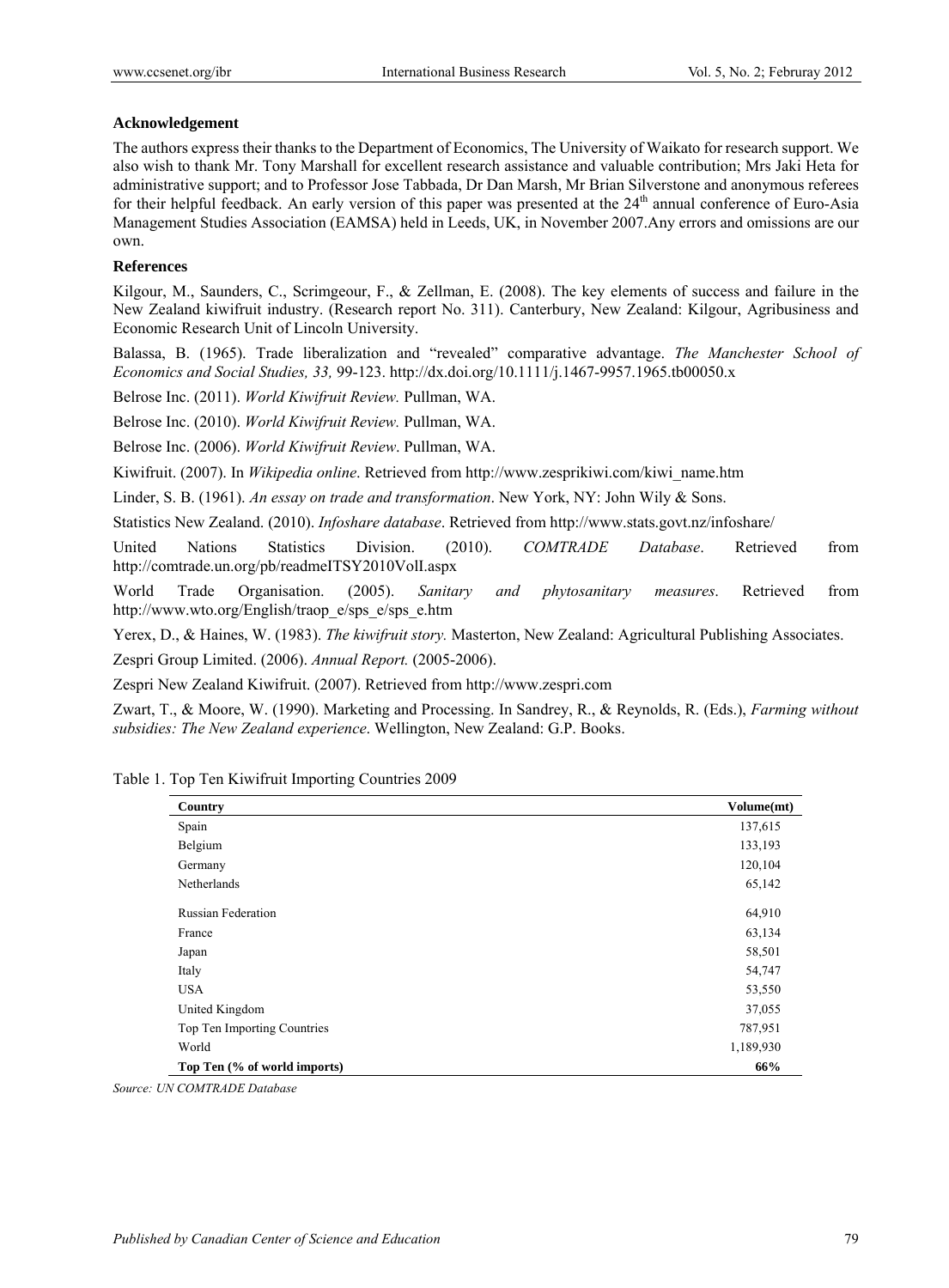### Acknowledgement

The authors express their thanks to the Department of Economics, The University of Waikato for research support. We also wish to thank Mr. Tony Marshall for excellent research assistance and valuable contribution; Mrs Jaki Heta for administrative support; and to Professor Jose Tabbada, Dr Dan Marsh, Mr Brian Silverstone and anonymous referees for their helpful feedback. An early version of this paper was presented at the 24th annual conference of Euro-Asia Management Studies Association (EAMSA) held in Leeds, UK, in November 2007.Any errors and omissions are our own.

### References

Kilgour, M., Saunders, C., Scrimgeour, F., & Zellman, E. (2008). The key elements of success and failure in the New Zealand kiwifruit industry. (Research report No. 311). Canterbury, New Zealand: Kilgour, Agribusiness and Economic Research Unit of Lincoln University.

Balassa, B. (1965). Trade liberalization and "revealed" comparative advantage. *The Manchester School of Economics and Social Studies, 33,* 99-123. http://dx.doi.org/10.1111/j.1467-9957.1965.tb00050.x

Belrose Inc. (2011). *World Kiwifruit Review.* Pullman, WA.

Belrose Inc. (2010). *World Kiwifruit Review.* Pullman, WA.

Belrose Inc. (2006). *World Kiwifruit Review*. Pullman, WA.

Kiwifruit. (2007). In *Wikipedia online*. Retrieved from http://www.zesprikiwi.com/kiwi_name.htm

Linder, S. B. (1961). *An essay on trade and transformation*. New York, NY: John Wily & Sons.

Statistics New Zealand. (2010). *Infoshare database*. Retrieved from http://www.stats.govt.nz/infoshare/

United Nations Statistics Division. (2010). *COMTRADE Database*. Retrieved from http://comtrade.un.org/pb/readmeITSY2010VolI.aspx

World Trade Organisation. (2005). *Sanitary and phytosanitary measures*. Retrieved from http://www.wto.org/English/traop_e/sps_e/sps_e.htm

Yerex, D., & Haines, W. (1983). *The kiwifruit story.* Masterton, New Zealand: Agricultural Publishing Associates.

Zespri Group Limited. (2006). *Annual Report.* (2005-2006).

Zespri New Zealand Kiwifruit. (2007). Retrieved from http://www.zespri.com

Zwart, T., & Moore, W. (1990). Marketing and Processing. In Sandrey, R., & Reynolds, R. (Eds.), *Farming without subsidies: The New Zealand experience*. Wellington, New Zealand: G.P. Books.

Table 1. Top Ten Kiwifruit Importing Countries 2009

| Country | Volume(mt) |
|---|---|
| Spain | 137,615 |
| Belgium | 133,193 |
| Germany | 120,104 |
| Netherlands | 65,142 |
| Russian Federation | 64,910 |
| France | 63,134 |
| Japan | 58,501 |
| Italy | 54,747 |
| USA | 53,550 |
| United Kingdom | 37,055 |
| Top Ten Importing Countries | 787,951 |
| World | 1,189,930 |
| **Top Ten (% of world imports)** | **66%** |

*Source: UN COMTRADE Database*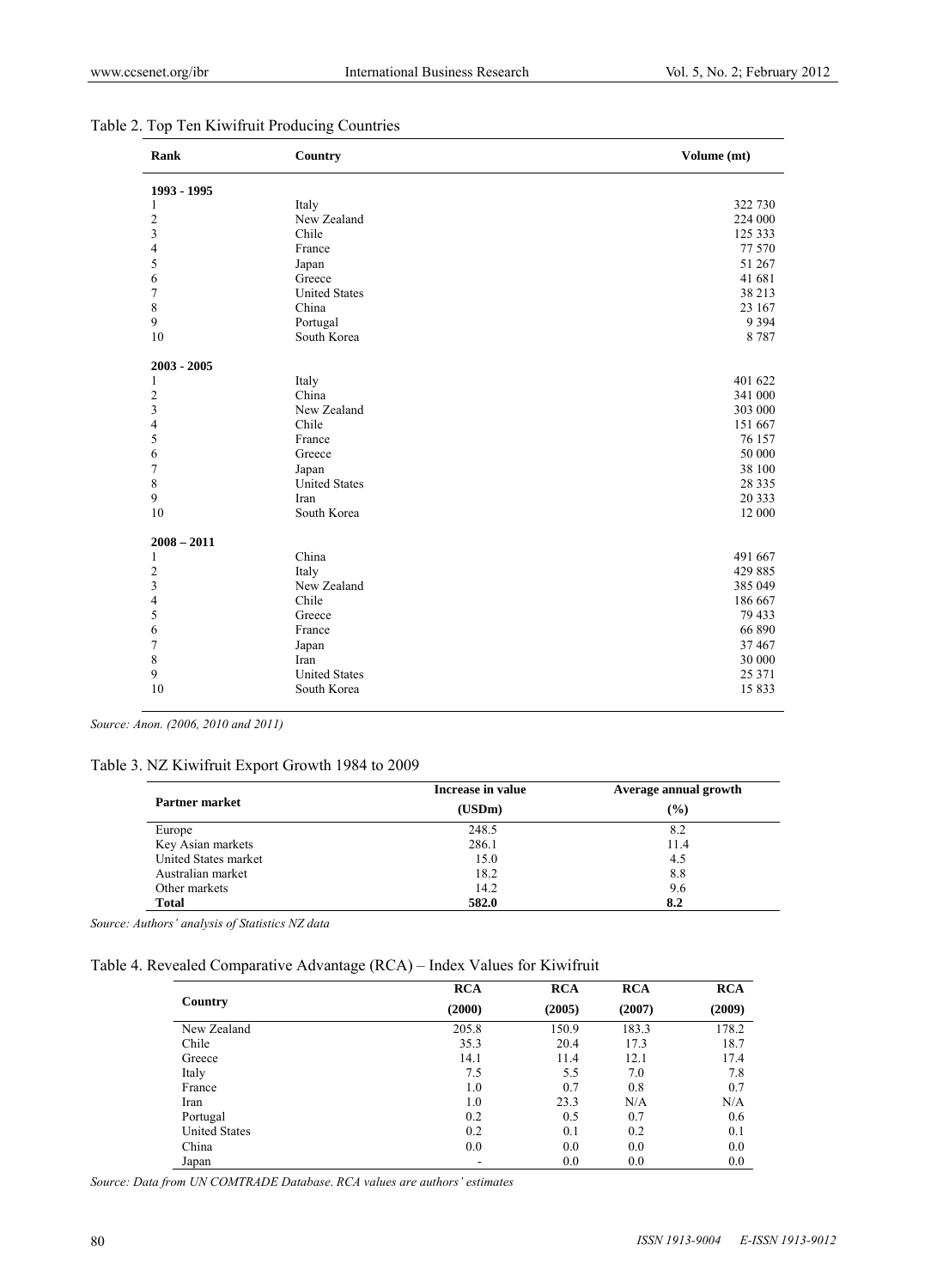Table 2. Top Ten Kiwifruit Producing Countries

| Rank | Country | Volume (mt) |
|---|---|---|
| **1993 - 1995** | | |
| 1 | Italy | 322 730 |
| 2 | New Zealand | 224 000 |
| 3 | Chile | 125 333 |
| 4 | France | 77 570 |
| 5 | Japan | 51 267 |
| 6 | Greece | 41 681 |
| 7 | United States | 38 213 |
| 8 | China | 23 167 |
| 9 | Portugal | 9 394 |
| 10 | South Korea | 8 787 |
| **2003 - 2005** | | |
| 1 | Italy | 401 622 |
| 2 | China | 341 000 |
| 3 | New Zealand | 303 000 |
| 4 | Chile | 151 667 |
| 5 | France | 76 157 |
| 6 | Greece | 50 000 |
| 7 | Japan | 38 100 |
| 8 | United States | 28 335 |
| 9 | Iran | 20 333 |
| 10 | South Korea | 12 000 |
| **2008 – 2011** | | |
| 1 | China | 491 667 |
| 2 | Italy | 429 885 |
| 3 | New Zealand | 385 049 |
| 4 | Chile | 186 667 |
| 5 | Greece | 79 433 |
| 6 | France | 66 890 |
| 7 | Japan | 37 467 |
| 8 | Iran | 30 000 |
| 9 | United States | 25 371 |
| 10 | South Korea | 15 833 |

*Source: Anon. (2006, 2010 and 2011)*

Table 3. NZ Kiwifruit Export Growth 1984 to 2009

| Partner market | Increase in value (USDm) | Average annual growth (%) |
|---|---|---|
| Europe | 248.5 | 8.2 |
| Key Asian markets | 286.1 | 11.4 |
| United States market | 15.0 | 4.5 |
| Australian market | 18.2 | 8.8 |
| Other markets | 14.2 | 9.6 |
| **Total** | **582.0** | **8.2** |

*Source: Authors' analysis of Statistics NZ data*

Table 4. Revealed Comparative Advantage (RCA) – Index Values for Kiwifruit

| Country | RCA (2000) | RCA (2005) | RCA (2007) | RCA (2009) |
|---|---|---|---|---|
| New Zealand | 205.8 | 150.9 | 183.3 | 178.2 |
| Chile | 35.3 | 20.4 | 17.3 | 18.7 |
| Greece | 14.1 | 11.4 | 12.1 | 17.4 |
| Italy | 7.5 | 5.5 | 7.0 | 7.8 |
| France | 1.0 | 0.7 | 0.8 | 0.7 |
| Iran | 1.0 | 23.3 | N/A | N/A |
| Portugal | 0.2 | 0.5 | 0.7 | 0.6 |
| United States | 0.2 | 0.1 | 0.2 | 0.1 |
| China | 0.0 | 0.0 | 0.0 | 0.0 |
| Japan | - | 0.0 | 0.0 | 0.0 |

*Source: Data from UN COMTRADE Database. RCA values are authors' estimates*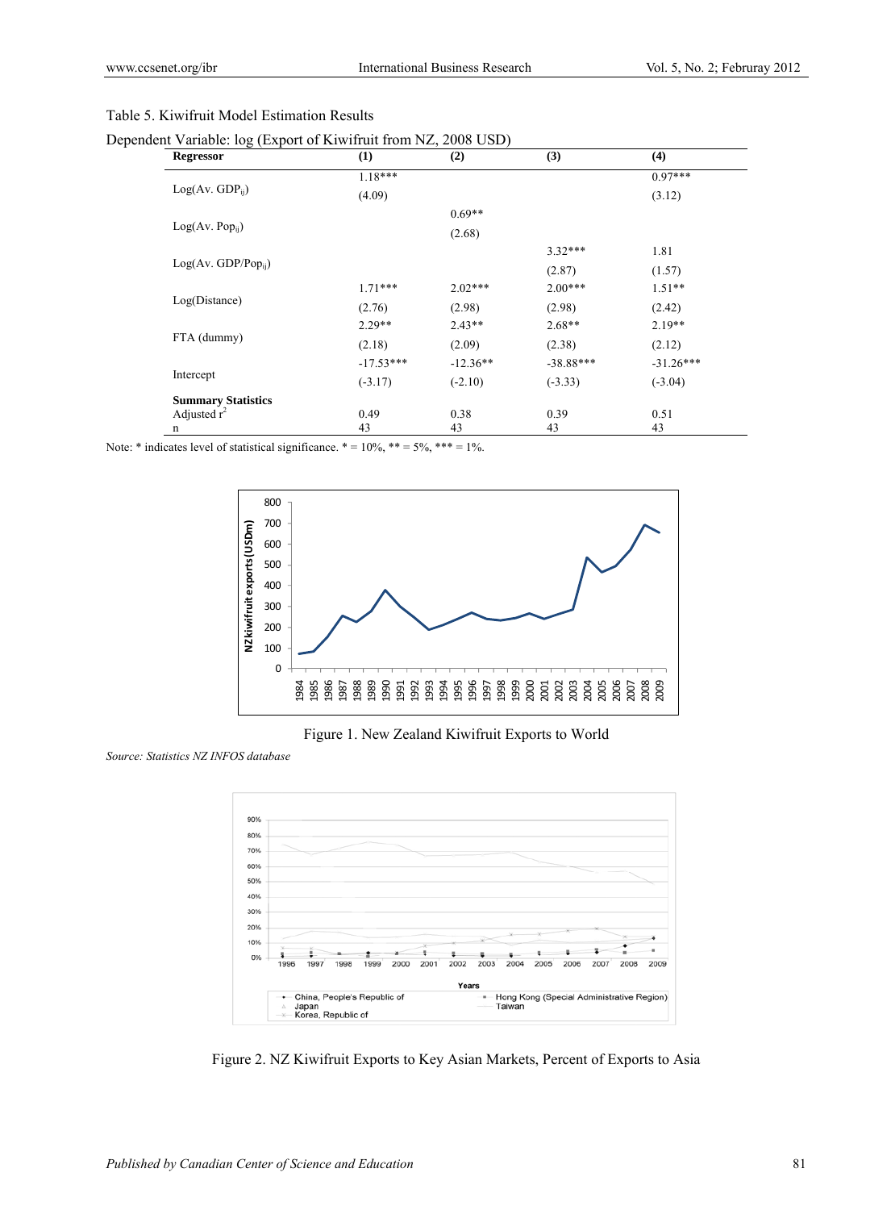Table 5. Kiwifruit Model Estimation Results

Dependent Variable: log (Export of Kiwifruit from NZ, 2008 USD)

| Regressor | (1) | (2) | (3) | (4) |
|---|---|---|---|---|
| Log(Av. GDP$_{ij}$) | 1.18*** | | | 0.97*** |
| | (4.09) | | | (3.12) |
| Log(Av. Pop$_{ij}$) | | 0.69** | | |
| | | (2.68) | | |
| Log(Av. GDP/Pop$_{ij}$) | | | 3.32*** | 1.81 |
| | | | (2.87) | (1.57) |
| Log(Distance) | 1.71*** | 2.02*** | 2.00*** | 1.51** |
| | (2.76) | (2.98) | (2.98) | (2.42) |
| FTA (dummy) | 2.29** | 2.43** | 2.68** | 2.19** |
| | (2.18) | (2.09) | (2.38) | (2.12) |
| Intercept | -17.53*** | -12.36** | -38.88*** | -31.26*** |
| | (-3.17) | (-2.10) | (-3.33) | (-3.04) |
| **Summary Statistics** | | | | |
| Adjusted $r^2$ | 0.49 | 0.38 | 0.39 | 0.51 |
| n | 43 | 43 | 43 | 43 |

Note: * indicates level of statistical significance. * = 10%, ** = 5%, *** = 1%.

Figure 1. New Zealand Kiwifruit Exports to World

*Source: Statistics NZ INFOS database*

Figure 2. NZ Kiwifruit Exports to Key Asian Markets, Percent of Exports to Asia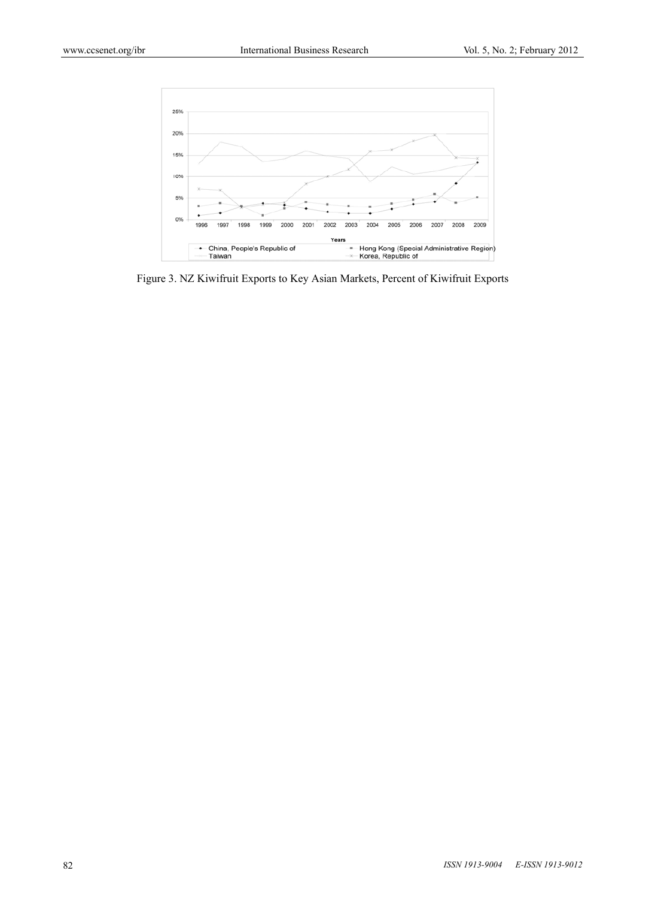25%

20%

15%

10%

5%

0%

1996 1997 1998 1999 2000 2001 2002 2003 2004 2005 2006 2007 2008 2009

Years

China, People's Republic of

Hong Kong (Special Administrative Region)

Taiwan

Korea, Republic of

Figure 3. NZ Kiwifruit Exports to Key Asian Markets, Percent of Kiwifruit Exports